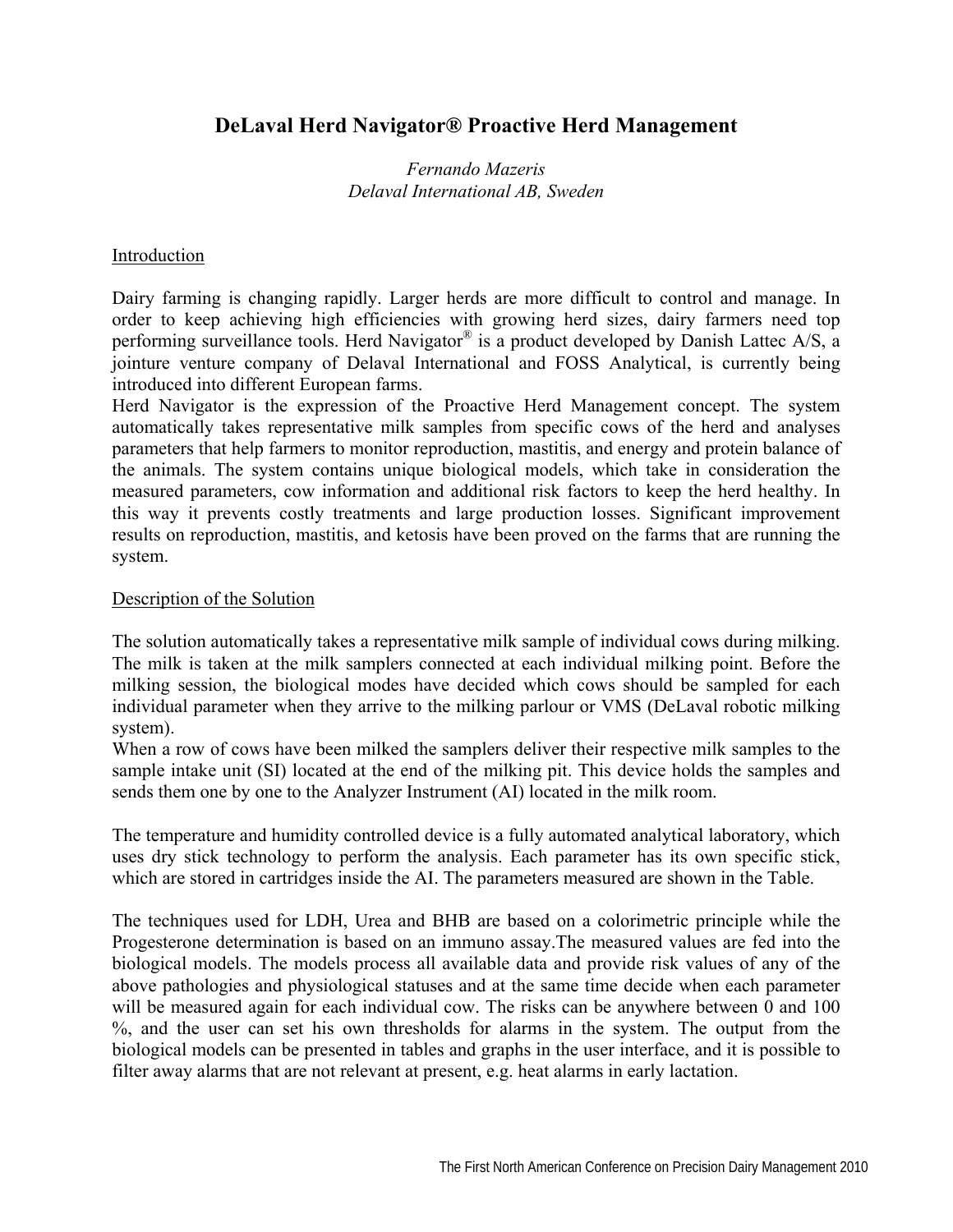# DeLaval Herd Navigator® Proactive Herd Management

*Fernando Mazeris*
*Delaval International AB, Sweden*

## Introduction

Dairy farming is changing rapidly. Larger herds are more difficult to control and manage. In order to keep achieving high efficiencies with growing herd sizes, dairy farmers need top performing surveillance tools. Herd Navigator® is a product developed by Danish Lattec A/S, a jointure venture company of Delaval International and FOSS Analytical, is currently being introduced into different European farms.

Herd Navigator is the expression of the Proactive Herd Management concept. The system automatically takes representative milk samples from specific cows of the herd and analyses parameters that help farmers to monitor reproduction, mastitis, and energy and protein balance of the animals. The system contains unique biological models, which take in consideration the measured parameters, cow information and additional risk factors to keep the herd healthy. In this way it prevents costly treatments and large production losses. Significant improvement results on reproduction, mastitis, and ketosis have been proved on the farms that are running the system.

## Description of the Solution

The solution automatically takes a representative milk sample of individual cows during milking. The milk is taken at the milk samplers connected at each individual milking point. Before the milking session, the biological modes have decided which cows should be sampled for each individual parameter when they arrive to the milking parlour or VMS (DeLaval robotic milking system).

When a row of cows have been milked the samplers deliver their respective milk samples to the sample intake unit (SI) located at the end of the milking pit. This device holds the samples and sends them one by one to the Analyzer Instrument (AI) located in the milk room.

The temperature and humidity controlled device is a fully automated analytical laboratory, which uses dry stick technology to perform the analysis. Each parameter has its own specific stick, which are stored in cartridges inside the AI. The parameters measured are shown in the Table.

The techniques used for LDH, Urea and BHB are based on a colorimetric principle while the Progesterone determination is based on an immuno assay.The measured values are fed into the biological models. The models process all available data and provide risk values of any of the above pathologies and physiological statuses and at the same time decide when each parameter will be measured again for each individual cow. The risks can be anywhere between 0 and 100 %, and the user can set his own thresholds for alarms in the system. The output from the biological models can be presented in tables and graphs in the user interface, and it is possible to filter away alarms that are not relevant at present, e.g. heat alarms in early lactation.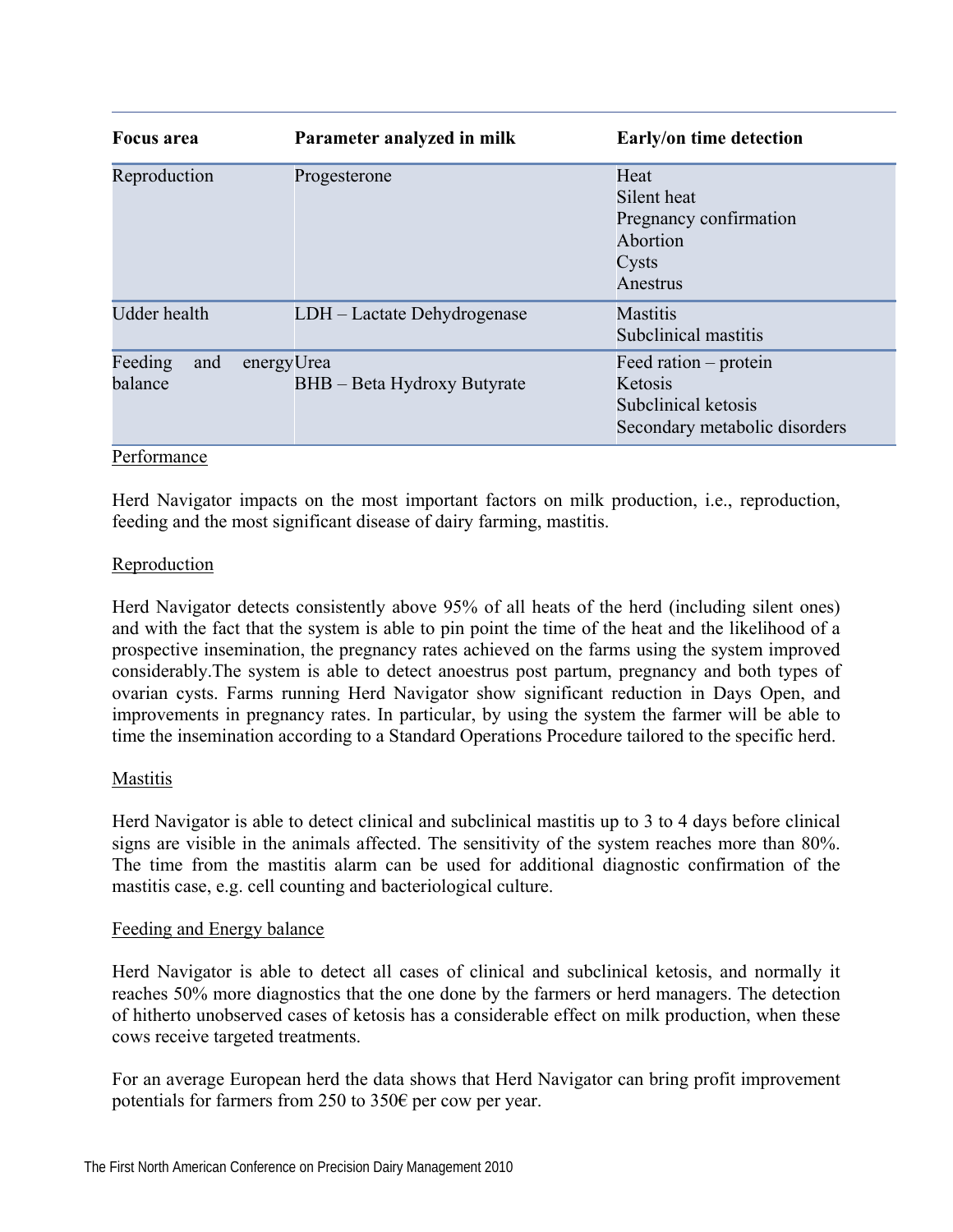| Focus area | Parameter analyzed in milk | Early/on time detection |
|---|---|---|
| Reproduction | Progesterone | Heat<br>Silent heat<br>Pregnancy confirmation<br>Abortion<br>Cysts<br>Anestrus |
| Udder health | LDH – Lactate Dehydrogenase | Mastitis<br>Subclinical mastitis |
| Feeding and energy balance | Urea<br>BHB – Beta Hydroxy Butyrate | Feed ration – protein<br>Ketosis<br>Subclinical ketosis<br>Secondary metabolic disorders |

Performance

Herd Navigator impacts on the most important factors on milk production, i.e., reproduction, feeding and the most significant disease of dairy farming, mastitis.

Reproduction

Herd Navigator detects consistently above 95% of all heats of the herd (including silent ones) and with the fact that the system is able to pin point the time of the heat and the likelihood of a prospective insemination, the pregnancy rates achieved on the farms using the system improved considerably.The system is able to detect anoestrus post partum, pregnancy and both types of ovarian cysts. Farms running Herd Navigator show significant reduction in Days Open, and improvements in pregnancy rates. In particular, by using the system the farmer will be able to time the insemination according to a Standard Operations Procedure tailored to the specific herd.

Mastitis

Herd Navigator is able to detect clinical and subclinical mastitis up to 3 to 4 days before clinical signs are visible in the animals affected. The sensitivity of the system reaches more than 80%. The time from the mastitis alarm can be used for additional diagnostic confirmation of the mastitis case, e.g. cell counting and bacteriological culture.

Feeding and Energy balance

Herd Navigator is able to detect all cases of clinical and subclinical ketosis, and normally it reaches 50% more diagnostics that the one done by the farmers or herd managers. The detection of hitherto unobserved cases of ketosis has a considerable effect on milk production, when these cows receive targeted treatments.

For an average European herd the data shows that Herd Navigator can bring profit improvement potentials for farmers from 250 to 350€ per cow per year.